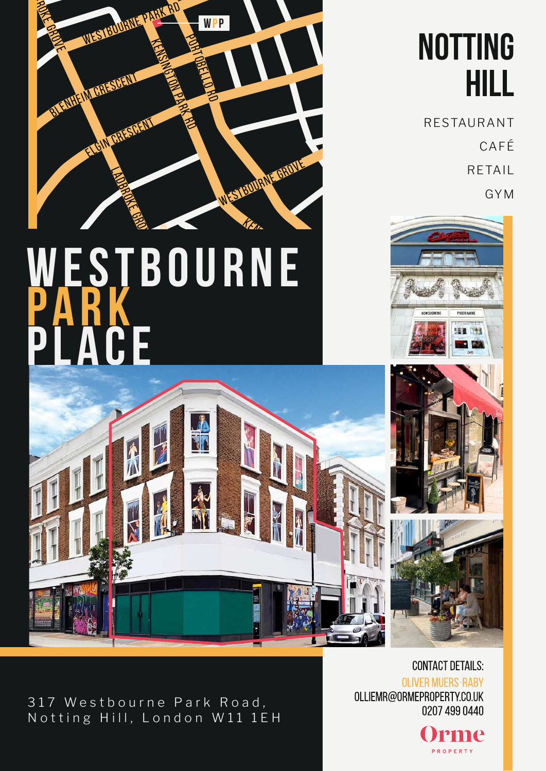# WESTBOURNE PARK PLACE

# NOTTING HILL

RESTAURANT

CAFÉ

RETAIL

GYM

317 Westbourne Park Road, Notting Hill, London W11 1EH

CONTACT DETAILS:

OLIVER MUERS-RABY

OLLIEMR@ORMEPROPERTY.CO.UK

0207 499 0440

Orme PROPERTY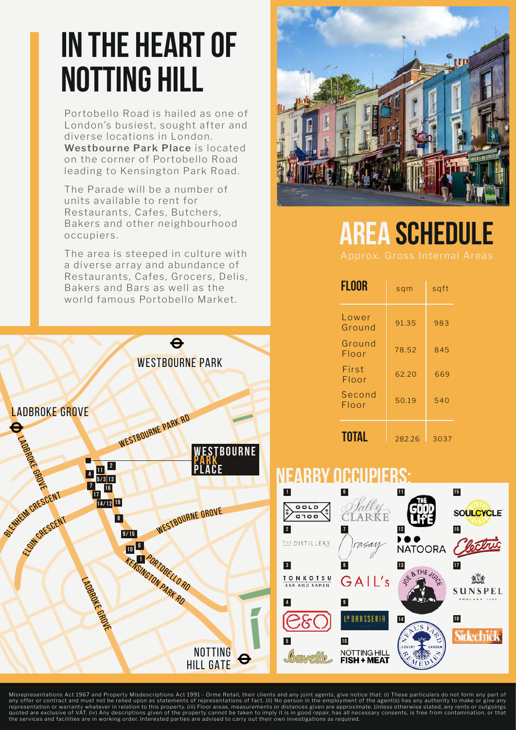# IN THE HEART OF NOTTING HILL

Portobello Road is hailed as one of London's busiest, sought after and diverse locations in London. **Westbourne Park Place** is located on the corner of Portobello Road leading to Kensington Park Road.

The Parade will be a number of units available to rent for Restaurants, Cafes, Butchers, Bakers and other neighbourhood occupiers.

The area is steeped in culture with a diverse array and abundance of Restaurants, Cafes, Grocers, Delis, Bakers and Bars as well as the world famous Portobello Market.

WESTBOURNE PARK

LADBROKE GROVE

WESTBOURNE PARK RD

WESTBOURNE PARK PLACE

BLENHEIM CRESCENT

ELGIN CRESCENT

WESTBOURNE GROVE

PORTOBELLO RD

KENSINGTON PARK RD

LADBROKE GROVE

NOTTING HILL GATE

## AREA SCHEDULE

Approx. Gross Internal Areas

| FLOOR | sqm | sqft |
|---|---|---|
| Lower Ground | 91.35 | 983 |
| Ground Floor | 78.52 | 845 |
| First Floor | 62.20 | 669 |
| Second Floor | 50.19 | 540 |
| **TOTAL** | 282.26 | 3037 |

## NEARBY OCCUPIERS:

1. Gold
2. The Distillery
3. Tonkotsu Bar and Ramen
4. E&O
5. Buvette
6. Sally Clarke
7. Orasay
8. GAIL's
9. La Brasseria
10. Notting Hill Fish + Meat
11. The Good Life
12. Natoora
13. Joe & The Juice
14. Neal's Yard Remedies
15. SoulCycle
16. Electric
17. Sunspel
18. Sidechick

Misrepresentations Act 1967 and Property Misdescriptions Act 1991 - Orme Retail, their clients and any joint agents, give notice that: (i) These particulars do not form any part of any offer or contract and must not be relied upon as statements of representations of fact. (ii) No person in the employment of the agent(s) has any authority to make or give any representation or warranty whatever in relation to this property. (iii) Floor areas, measurements or distances given are approximate. Unless otherwise stated, any rents or outgoings quoted are exclusive of VAT. (iv) Any descriptions given of the property cannot be taken to imply it is in good repair, has all necessary consents, is free from contamination, or that the services and facilities are in working order. Interested parties are advised to carry out their own investigations as required.